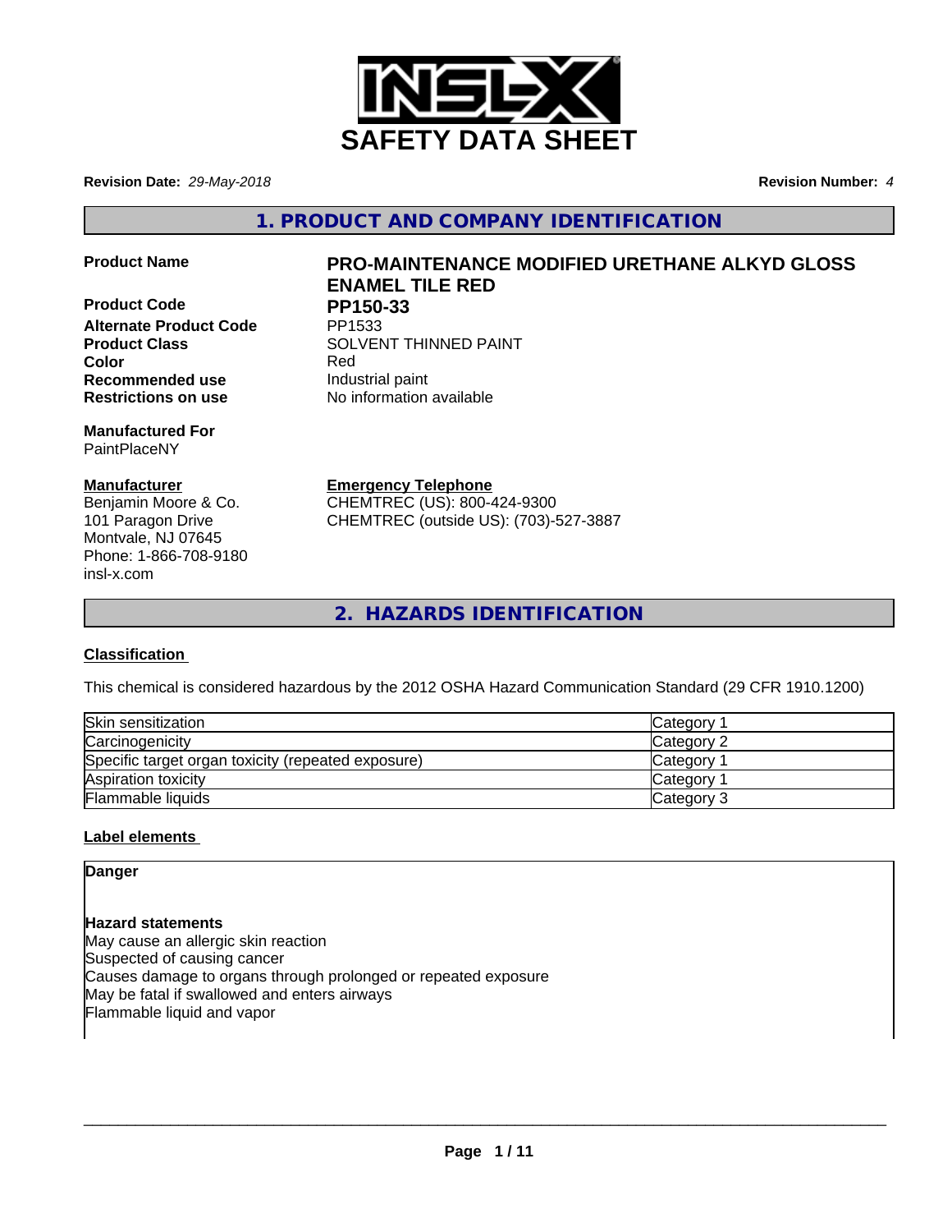# SAFETY DATA SHEET

**Revision Date:** *29-May-2018* **Revision Number:** *4*

## 1. PRODUCT AND COMPANY IDENTIFICATION

**Product Name** **PRO-MAINTENANCE MODIFIED URETHANE ALKYD GLOSS ENAMEL TILE RED**

**Product Code** **PP150-33**

**Alternate Product Code** PP1533

**Product Class** SOLVENT THINNED PAINT

**Color** Red

**Recommended use** Industrial paint

**Restrictions on use** No information available

**Manufactured For**
PaintPlaceNY

**Manufacturer**
Benjamin Moore & Co.
101 Paragon Drive
Montvale, NJ 07645
Phone: 1-866-708-9180
insl-x.com

**Emergency Telephone**
CHEMTREC (US): 800-424-9300
CHEMTREC (outside US): (703)-527-3887

## 2. HAZARDS IDENTIFICATION

### Classification

This chemical is considered hazardous by the 2012 OSHA Hazard Communication Standard (29 CFR 1910.1200)

| Hazard | Category |
|---|---|
| Skin sensitization | Category 1 |
| Carcinogenicity | Category 2 |
| Specific target organ toxicity (repeated exposure) | Category 1 |
| Aspiration toxicity | Category 1 |
| Flammable liquids | Category 3 |

### Label elements

**Danger**

**Hazard statements**
May cause an allergic skin reaction
Suspected of causing cancer
Causes damage to organs through prolonged or repeated exposure
May be fatal if swallowed and enters airways
Flammable liquid and vapor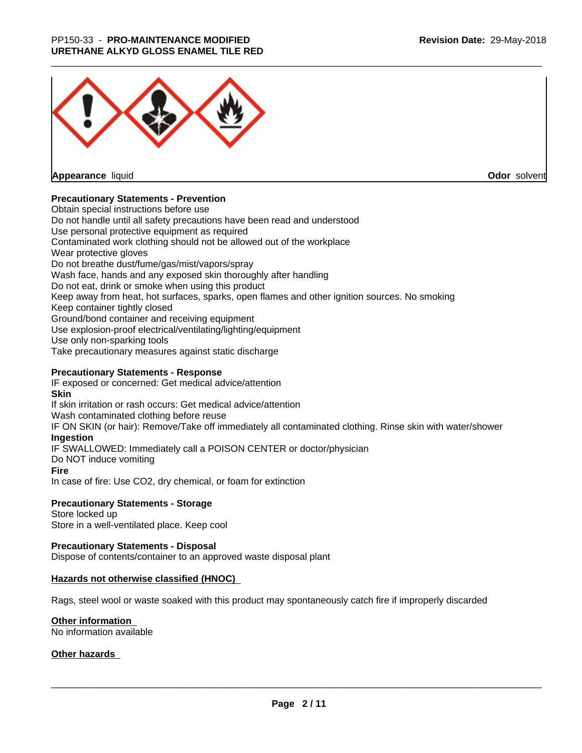**Appearance** liquid **Odor** solvent

**Precautionary Statements - Prevention**

Obtain special instructions before use
Do not handle until all safety precautions have been read and understood
Use personal protective equipment as required
Contaminated work clothing should not be allowed out of the workplace
Wear protective gloves
Do not breathe dust/fume/gas/mist/vapors/spray
Wash face, hands and any exposed skin thoroughly after handling
Do not eat, drink or smoke when using this product
Keep away from heat, hot surfaces, sparks, open flames and other ignition sources. No smoking
Keep container tightly closed
Ground/bond container and receiving equipment
Use explosion-proof electrical/ventilating/lighting/equipment
Use only non-sparking tools
Take precautionary measures against static discharge

**Precautionary Statements - Response**

IF exposed or concerned: Get medical advice/attention

**Skin**

If skin irritation or rash occurs: Get medical advice/attention
Wash contaminated clothing before reuse
IF ON SKIN (or hair): Remove/Take off immediately all contaminated clothing. Rinse skin with water/shower

**Ingestion**

IF SWALLOWED: Immediately call a POISON CENTER or doctor/physician
Do NOT induce vomiting

**Fire**

In case of fire: Use CO2, dry chemical, or foam for extinction

**Precautionary Statements - Storage**

Store locked up
Store in a well-ventilated place. Keep cool

**Precautionary Statements - Disposal**

Dispose of contents/container to an approved waste disposal plant

**Hazards not otherwise classified (HNOC)**

Rags, steel wool or waste soaked with this product may spontaneously catch fire if improperly discarded

**Other information**

No information available

**Other hazards**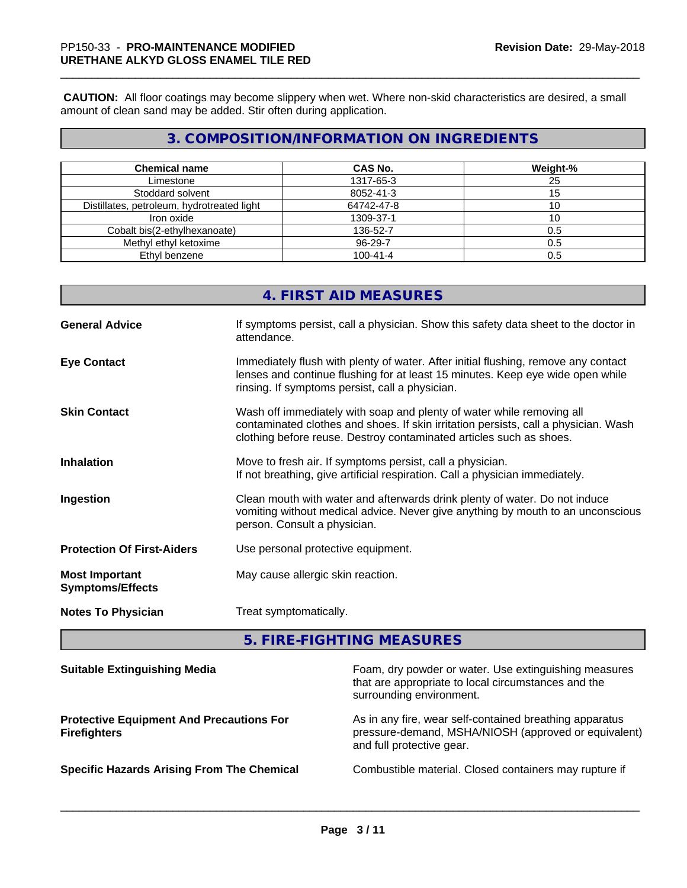**CAUTION:** All floor coatings may become slippery when wet. Where non-skid characteristics are desired, a small amount of clean sand may be added. Stir often during application.

## 3. COMPOSITION/INFORMATION ON INGREDIENTS

| Chemical name | CAS No. | Weight-% |
|---|---|---|
| Limestone | 1317-65-3 | 25 |
| Stoddard solvent | 8052-41-3 | 15 |
| Distillates, petroleum, hydrotreated light | 64742-47-8 | 10 |
| Iron oxide | 1309-37-1 | 10 |
| Cobalt bis(2-ethylhexanoate) | 136-52-7 | 0.5 |
| Methyl ethyl ketoxime | 96-29-7 | 0.5 |
| Ethyl benzene | 100-41-4 | 0.5 |

## 4. FIRST AID MEASURES

**General Advice**

If symptoms persist, call a physician. Show this safety data sheet to the doctor in attendance.

**Eye Contact**

Immediately flush with plenty of water. After initial flushing, remove any contact lenses and continue flushing for at least 15 minutes. Keep eye wide open while rinsing. If symptoms persist, call a physician.

**Skin Contact**

Wash off immediately with soap and plenty of water while removing all contaminated clothes and shoes. If skin irritation persists, call a physician. Wash clothing before reuse. Destroy contaminated articles such as shoes.

**Inhalation**

Move to fresh air. If symptoms persist, call a physician.
If not breathing, give artificial respiration. Call a physician immediately.

**Ingestion**

Clean mouth with water and afterwards drink plenty of water. Do not induce vomiting without medical advice. Never give anything by mouth to an unconscious person. Consult a physician.

**Protection Of First-Aiders**

Use personal protective equipment.

**Most Important Symptoms/Effects**

May cause allergic skin reaction.

**Notes To Physician**

Treat symptomatically.

## 5. FIRE-FIGHTING MEASURES

**Suitable Extinguishing Media**

Foam, dry powder or water. Use extinguishing measures that are appropriate to local circumstances and the surrounding environment.

**Protective Equipment And Precautions For Firefighters**

As in any fire, wear self-contained breathing apparatus pressure-demand, MSHA/NIOSH (approved or equivalent) and full protective gear.

**Specific Hazards Arising From The Chemical**

Combustible material. Closed containers may rupture if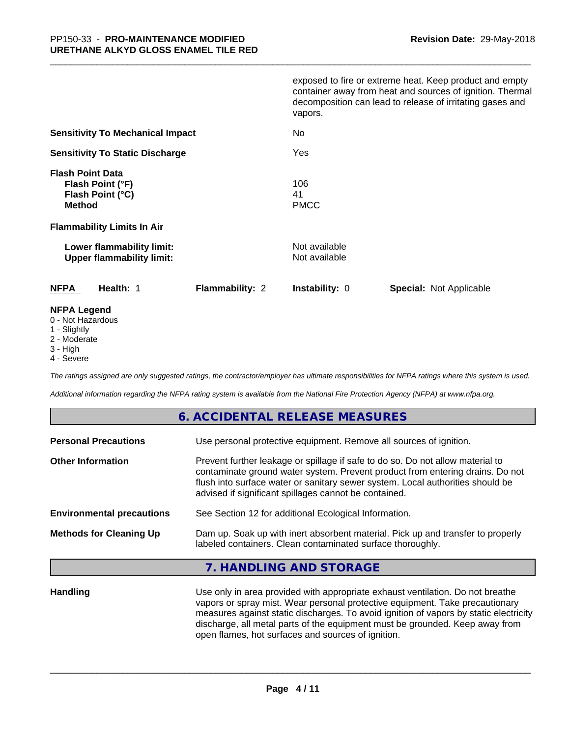exposed to fire or extreme heat. Keep product and empty container away from heat and sources of ignition. Thermal decomposition can lead to release of irritating gases and vapors.

**Sensitivity To Mechanical Impact** No

**Sensitivity To Static Discharge** Yes

**Flash Point Data**
**Flash Point (°F)** 106
**Flash Point (°C)** 41
**Method** PMCC

**Flammability Limits In Air**

**Lower flammability limit:** Not available
**Upper flammability limit:** Not available

| NFPA | Health: 1 | Flammability: 2 | Instability: 0 | Special: Not Applicable |
|---|---|---|---|---|

**NFPA Legend**
- 0 - Not Hazardous
- 1 - Slightly
- 2 - Moderate
- 3 - High
- 4 - Severe

*The ratings assigned are only suggested ratings, the contractor/employer has ultimate responsibilities for NFPA ratings where this system is used.*

*Additional information regarding the NFPA rating system is available from the National Fire Protection Agency (NFPA) at www.nfpa.org.*

## 6. ACCIDENTAL RELEASE MEASURES

**Personal Precautions** Use personal protective equipment. Remove all sources of ignition.

**Other Information** Prevent further leakage or spillage if safe to do so. Do not allow material to contaminate ground water system. Prevent product from entering drains. Do not flush into surface water or sanitary sewer system. Local authorities should be advised if significant spillages cannot be contained.

**Environmental precautions** See Section 12 for additional Ecological Information.

**Methods for Cleaning Up** Dam up. Soak up with inert absorbent material. Pick up and transfer to properly labeled containers. Clean contaminated surface thoroughly.

## 7. HANDLING AND STORAGE

**Handling** Use only in area provided with appropriate exhaust ventilation. Do not breathe vapors or spray mist. Wear personal protective equipment. Take precautionary measures against static discharges. To avoid ignition of vapors by static electricity discharge, all metal parts of the equipment must be grounded. Keep away from open flames, hot surfaces and sources of ignition.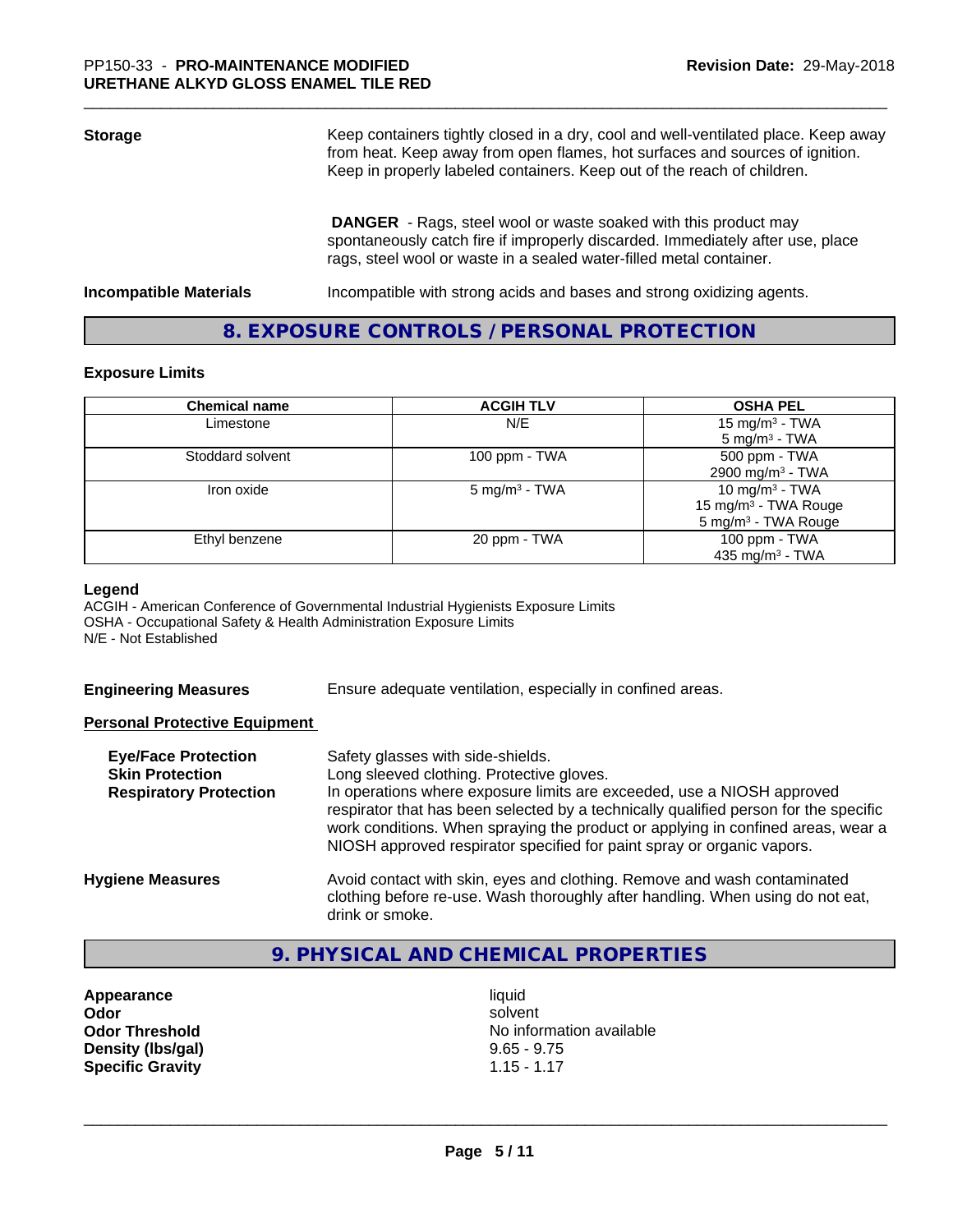| | |
|---|---|
| **Storage** | Keep containers tightly closed in a dry, cool and well-ventilated place. Keep away from heat. Keep away from open flames, hot surfaces and sources of ignition. Keep in properly labeled containers. Keep out of the reach of children. |
| | **DANGER** - Rags, steel wool or waste soaked with this product may spontaneously catch fire if improperly discarded. Immediately after use, place rags, steel wool or waste in a sealed water-filled metal container. |
| **Incompatible Materials** | Incompatible with strong acids and bases and strong oxidizing agents. |

## 8. EXPOSURE CONTROLS / PERSONAL PROTECTION

### Exposure Limits

| Chemical name | ACGIH TLV | OSHA PEL |
|---|---|---|
| Limestone | N/E | 15 mg/m$^3$ - TWA<br>5 mg/m$^3$ - TWA |
| Stoddard solvent | 100 ppm - TWA | 500 ppm - TWA<br>2900 mg/m$^3$ - TWA |
| Iron oxide | 5 mg/m$^3$ - TWA | 10 mg/m$^3$ - TWA<br>15 mg/m$^3$ - TWA Rouge<br>5 mg/m$^3$ - TWA Rouge |
| Ethyl benzene | 20 ppm - TWA | 100 ppm - TWA<br>435 mg/m$^3$ - TWA |

**Legend**
ACGIH - American Conference of Governmental Industrial Hygienists Exposure Limits
OSHA - Occupational Safety & Health Administration Exposure Limits
N/E - Not Established

**Engineering Measures** Ensure adequate ventilation, especially in confined areas.

**Personal Protective Equipment**

| | |
|---|---|
| **Eye/Face Protection** | Safety glasses with side-shields. |
| **Skin Protection** | Long sleeved clothing. Protective gloves. |
| **Respiratory Protection** | In operations where exposure limits are exceeded, use a NIOSH approved respirator that has been selected by a technically qualified person for the specific work conditions. When spraying the product or applying in confined areas, wear a NIOSH approved respirator specified for paint spray or organic vapors. |
| **Hygiene Measures** | Avoid contact with skin, eyes and clothing. Remove and wash contaminated clothing before re-use. Wash thoroughly after handling. When using do not eat, drink or smoke. |

## 9. PHYSICAL AND CHEMICAL PROPERTIES

| | |
|---|---|
| **Appearance** | liquid |
| **Odor** | solvent |
| **Odor Threshold** | No information available |
| **Density (lbs/gal)** | 9.65 - 9.75 |
| **Specific Gravity** | 1.15 - 1.17 |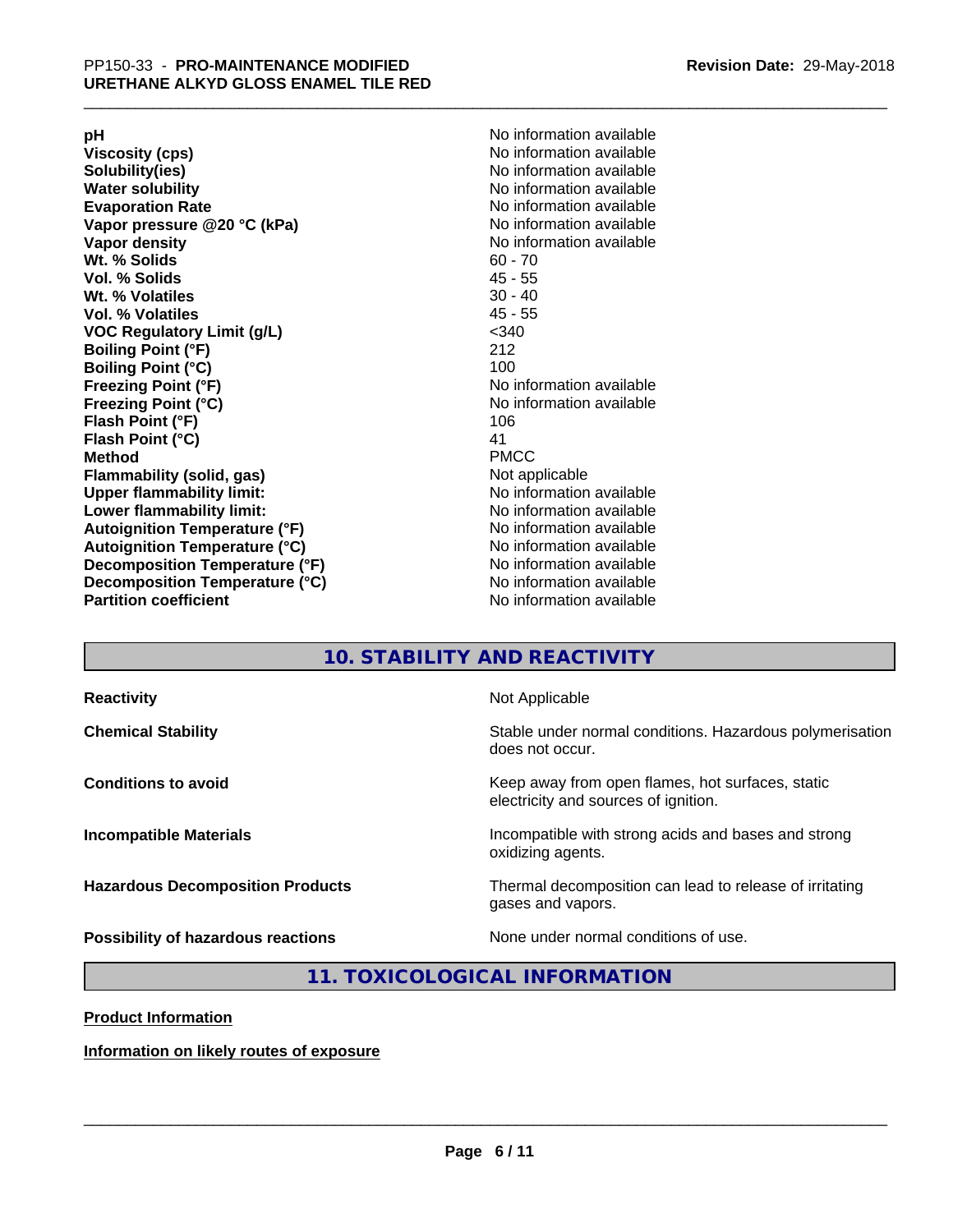| | |
|---|---|
| **pH** | No information available |
| **Viscosity (cps)** | No information available |
| **Solubility(ies)** | No information available |
| **Water solubility** | No information available |
| **Evaporation Rate** | No information available |
| **Vapor pressure @20 °C (kPa)** | No information available |
| **Vapor density** | No information available |
| **Wt. % Solids** | 60 - 70 |
| **Vol. % Solids** | 45 - 55 |
| **Wt. % Volatiles** | 30 - 40 |
| **Vol. % Volatiles** | 45 - 55 |
| **VOC Regulatory Limit (g/L)** | <340 |
| **Boiling Point (°F)** | 212 |
| **Boiling Point (°C)** | 100 |
| **Freezing Point (°F)** | No information available |
| **Freezing Point (°C)** | No information available |
| **Flash Point (°F)** | 106 |
| **Flash Point (°C)** | 41 |
| **Method** | PMCC |
| **Flammability (solid, gas)** | Not applicable |
| **Upper flammability limit:** | No information available |
| **Lower flammability limit:** | No information available |
| **Autoignition Temperature (°F)** | No information available |
| **Autoignition Temperature (°C)** | No information available |
| **Decomposition Temperature (°F)** | No information available |
| **Decomposition Temperature (°C)** | No information available |
| **Partition coefficient** | No information available |

## 10. STABILITY AND REACTIVITY

| | |
|---|---|
| **Reactivity** | Not Applicable |
| **Chemical Stability** | Stable under normal conditions. Hazardous polymerisation does not occur. |
| **Conditions to avoid** | Keep away from open flames, hot surfaces, static electricity and sources of ignition. |
| **Incompatible Materials** | Incompatible with strong acids and bases and strong oxidizing agents. |
| **Hazardous Decomposition Products** | Thermal decomposition can lead to release of irritating gases and vapors. |
| **Possibility of hazardous reactions** | None under normal conditions of use. |

## 11. TOXICOLOGICAL INFORMATION

**Product Information**

**Information on likely routes of exposure**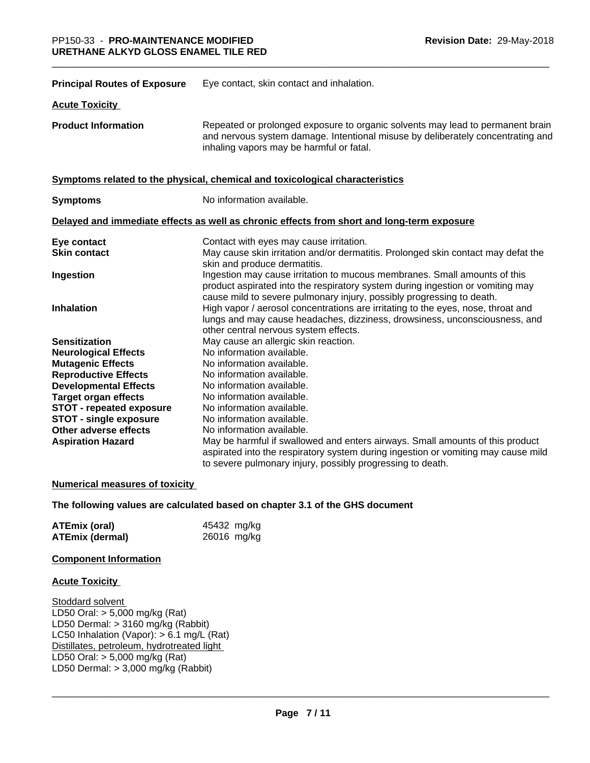**Principal Routes of Exposure** Eye contact, skin contact and inhalation.

**Acute Toxicity**

**Product Information** Repeated or prolonged exposure to organic solvents may lead to permanent brain and nervous system damage. Intentional misuse by deliberately concentrating and inhaling vapors may be harmful or fatal.

**Symptoms related to the physical, chemical and toxicological characteristics**

**Symptoms** No information available.

**Delayed and immediate effects as well as chronic effects from short and long-term exposure**

| | |
|---|---|
| **Eye contact** | Contact with eyes may cause irritation. |
| **Skin contact** | May cause skin irritation and/or dermatitis. Prolonged skin contact may defat the skin and produce dermatitis. |
| **Ingestion** | Ingestion may cause irritation to mucous membranes. Small amounts of this product aspirated into the respiratory system during ingestion or vomiting may cause mild to severe pulmonary injury, possibly progressing to death. |
| **Inhalation** | High vapor / aerosol concentrations are irritating to the eyes, nose, throat and lungs and may cause headaches, dizziness, drowsiness, unconsciousness, and other central nervous system effects. |
| **Sensitization** | May cause an allergic skin reaction. |
| **Neurological Effects** | No information available. |
| **Mutagenic Effects** | No information available. |
| **Reproductive Effects** | No information available. |
| **Developmental Effects** | No information available. |
| **Target organ effects** | No information available. |
| **STOT - repeated exposure** | No information available. |
| **STOT - single exposure** | No information available. |
| **Other adverse effects** | No information available. |
| **Aspiration Hazard** | May be harmful if swallowed and enters airways. Small amounts of this product aspirated into the respiratory system during ingestion or vomiting may cause mild to severe pulmonary injury, possibly progressing to death. |

**Numerical measures of toxicity**

**The following values are calculated based on chapter 3.1 of the GHS document**

| | |
|---|---|
| **ATEmix (oral)** | 45432 mg/kg |
| **ATEmix (dermal)** | 26016 mg/kg |

**Component Information**

**Acute Toxicity**

Stoddard solvent
LD50 Oral: > 5,000 mg/kg (Rat)
LD50 Dermal: > 3160 mg/kg (Rabbit)
LC50 Inhalation (Vapor): > 6.1 mg/L (Rat)
Distillates, petroleum, hydrotreated light
LD50 Oral: > 5,000 mg/kg (Rat)
LD50 Dermal: > 3,000 mg/kg (Rabbit)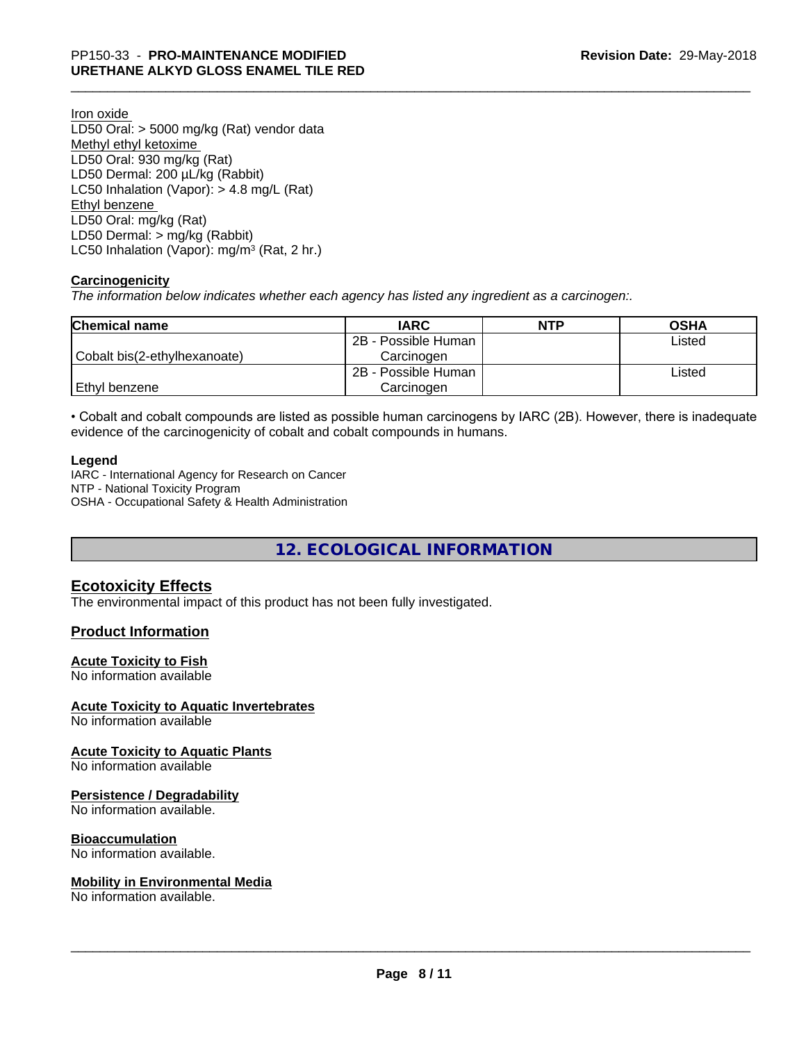Iron oxide
LD50 Oral: > 5000 mg/kg (Rat) vendor data
Methyl ethyl ketoxime
LD50 Oral: 930 mg/kg (Rat)
LD50 Dermal: 200 µL/kg (Rabbit)
LC50 Inhalation (Vapor): > 4.8 mg/L (Rat)
Ethyl benzene
LD50 Oral: mg/kg (Rat)
LD50 Dermal: > mg/kg (Rabbit)
LC50 Inhalation (Vapor): mg/m³ (Rat, 2 hr.)

### Carcinogenicity

*The information below indicates whether each agency has listed any ingredient as a carcinogen:.*

| Chemical name | IARC | NTP | OSHA |
|---|---|---|---|
| Cobalt bis(2-ethylhexanoate) | 2B - Possible Human Carcinogen | | Listed |
| Ethyl benzene | 2B - Possible Human Carcinogen | | Listed |

• Cobalt and cobalt compounds are listed as possible human carcinogens by IARC (2B). However, there is inadequate evidence of the carcinogenicity of cobalt and cobalt compounds in humans.

**Legend**
IARC - International Agency for Research on Cancer
NTP - National Toxicity Program
OSHA - Occupational Safety & Health Administration

## 12. ECOLOGICAL INFORMATION

### Ecotoxicity Effects

The environmental impact of this product has not been fully investigated.

### Product Information

**Acute Toxicity to Fish**
No information available

**Acute Toxicity to Aquatic Invertebrates**
No information available

**Acute Toxicity to Aquatic Plants**
No information available

**Persistence / Degradability**
No information available.

**Bioaccumulation**
No information available.

**Mobility in Environmental Media**
No information available.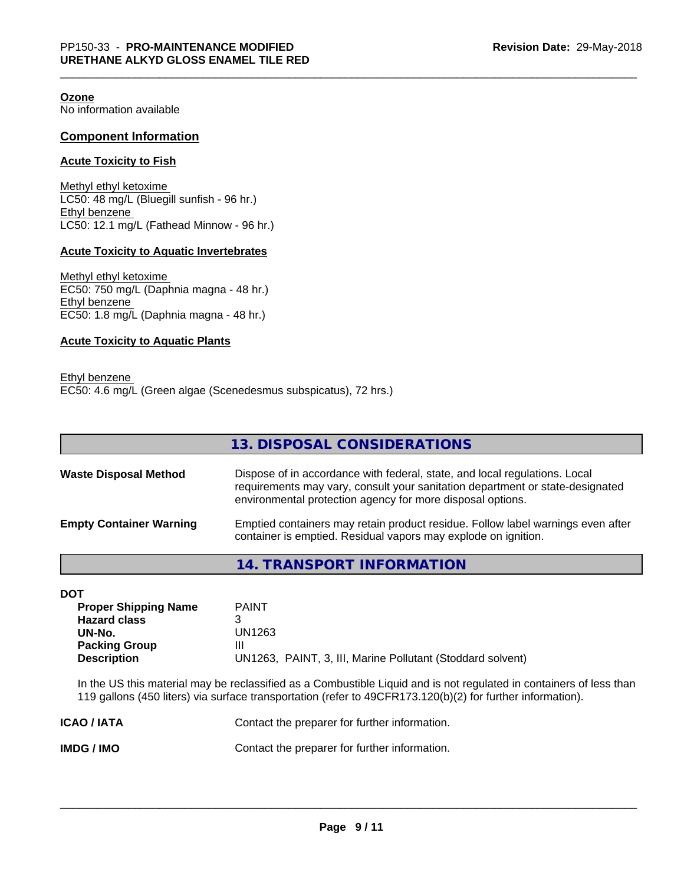**Ozone**
No information available

## Component Information

### Acute Toxicity to Fish

Methyl ethyl ketoxime
LC50: 48 mg/L (Bluegill sunfish - 96 hr.)
Ethyl benzene
LC50: 12.1 mg/L (Fathead Minnow - 96 hr.)

### Acute Toxicity to Aquatic Invertebrates

Methyl ethyl ketoxime
EC50: 750 mg/L (Daphnia magna - 48 hr.)
Ethyl benzene
EC50: 1.8 mg/L (Daphnia magna - 48 hr.)

### Acute Toxicity to Aquatic Plants

Ethyl benzene
EC50: 4.6 mg/L (Green algae (Scenedesmus subspicatus), 72 hrs.)

## 13. DISPOSAL CONSIDERATIONS

**Waste Disposal Method** — Dispose of in accordance with federal, state, and local regulations. Local requirements may vary, consult your sanitation department or state-designated environmental protection agency for more disposal options.

**Empty Container Warning** — Emptied containers may retain product residue. Follow label warnings even after container is emptied. Residual vapors may explode on ignition.

## 14. TRANSPORT INFORMATION

**DOT**

| | |
|---|---|
| **Proper Shipping Name** | PAINT |
| **Hazard class** | 3 |
| **UN-No.** | UN1263 |
| **Packing Group** | III |
| **Description** | UN1263, PAINT, 3, III, Marine Pollutant (Stoddard solvent) |

In the US this material may be reclassified as a Combustible Liquid and is not regulated in containers of less than 119 gallons (450 liters) via surface transportation (refer to 49CFR173.120(b)(2) for further information).

**ICAO / IATA** — Contact the preparer for further information.

**IMDG / IMO** — Contact the preparer for further information.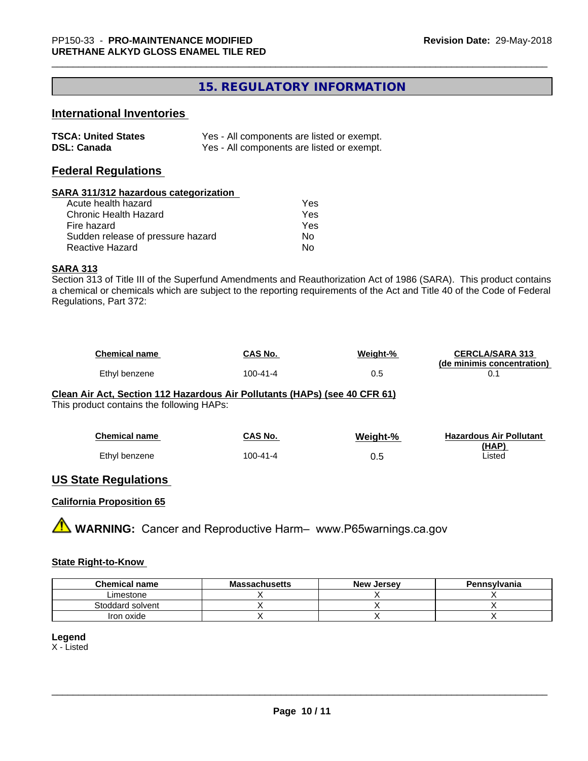## 15. REGULATORY INFORMATION

### International Inventories

| | |
|---|---|
| **TSCA: United States** | Yes - All components are listed or exempt. |
| **DSL: Canada** | Yes - All components are listed or exempt. |

### Federal Regulations

**SARA 311/312 hazardous categorization**

| | |
|---|---|
| Acute health hazard | Yes |
| Chronic Health Hazard | Yes |
| Fire hazard | Yes |
| Sudden release of pressure hazard | No |
| Reactive Hazard | No |

**SARA 313**

Section 313 of Title III of the Superfund Amendments and Reauthorization Act of 1986 (SARA). This product contains a chemical or chemicals which are subject to the reporting requirements of the Act and Title 40 of the Code of Federal Regulations, Part 372:

| Chemical name | CAS No. | Weight-% | CERCLA/SARA 313 (de minimis concentration) |
|---|---|---|---|
| Ethyl benzene | 100-41-4 | 0.5 | 0.1 |

**Clean Air Act, Section 112 Hazardous Air Pollutants (HAPs) (see 40 CFR 61)**

This product contains the following HAPs:

| Chemical name | CAS No. | Weight-% | Hazardous Air Pollutant (HAP) |
|---|---|---|---|
| Ethyl benzene | 100-41-4 | 0.5 | Listed |

### US State Regulations

**California Proposition 65**

**WARNING:** Cancer and Reproductive Harm– www.P65warnings.ca.gov

**State Right-to-Know**

| Chemical name | Massachusetts | New Jersey | Pennsylvania |
|---|---|---|---|
| Limestone | X | X | X |
| Stoddard solvent | X | X | X |
| Iron oxide | X | X | X |

**Legend**

X - Listed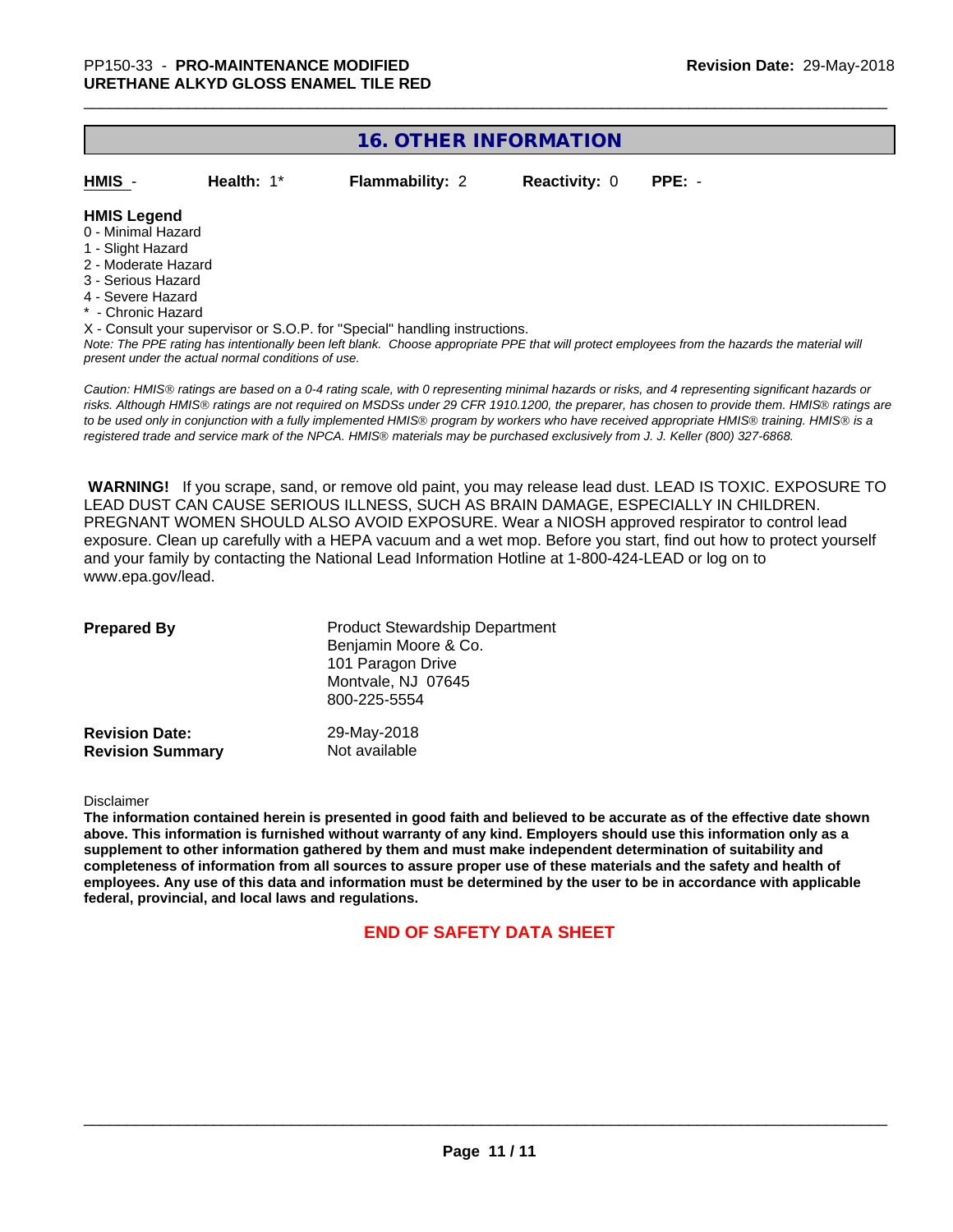## 16. OTHER INFORMATION

| HMIS - | Health: 1* | Flammability: 2 | Reactivity: 0 | PPE: - |
|---|---|---|---|---|

**HMIS Legend**
0 - Minimal Hazard
1 - Slight Hazard
2 - Moderate Hazard
3 - Serious Hazard
4 - Severe Hazard
* - Chronic Hazard
X - Consult your supervisor or S.O.P. for "Special" handling instructions.

*Note: The PPE rating has intentionally been left blank. Choose appropriate PPE that will protect employees from the hazards the material will present under the actual normal conditions of use.*

*Caution: HMIS® ratings are based on a 0-4 rating scale, with 0 representing minimal hazards or risks, and 4 representing significant hazards or risks. Although HMIS® ratings are not required on MSDSs under 29 CFR 1910.1200, the preparer, has chosen to provide them. HMIS® ratings are to be used only in conjunction with a fully implemented HMIS® program by workers who have received appropriate HMIS® training. HMIS® is a registered trade and service mark of the NPCA. HMIS® materials may be purchased exclusively from J. J. Keller (800) 327-6868.*

**WARNING!** If you scrape, sand, or remove old paint, you may release lead dust. LEAD IS TOXIC. EXPOSURE TO LEAD DUST CAN CAUSE SERIOUS ILLNESS, SUCH AS BRAIN DAMAGE, ESPECIALLY IN CHILDREN. PREGNANT WOMEN SHOULD ALSO AVOID EXPOSURE. Wear a NIOSH approved respirator to control lead exposure. Clean up carefully with a HEPA vacuum and a wet mop. Before you start, find out how to protect yourself and your family by contacting the National Lead Information Hotline at 1-800-424-LEAD or log on to www.epa.gov/lead.

**Prepared By**
Product Stewardship Department
Benjamin Moore & Co.
101 Paragon Drive
Montvale, NJ 07645
800-225-5554

**Revision Date:** 29-May-2018
**Revision Summary** Not available

Disclaimer
**The information contained herein is presented in good faith and believed to be accurate as of the effective date shown above. This information is furnished without warranty of any kind. Employers should use this information only as a supplement to other information gathered by them and must make independent determination of suitability and completeness of information from all sources to assure proper use of these materials and the safety and health of employees. Any use of this data and information must be determined by the user to be in accordance with applicable federal, provincial, and local laws and regulations.**

**END OF SAFETY DATA SHEET**